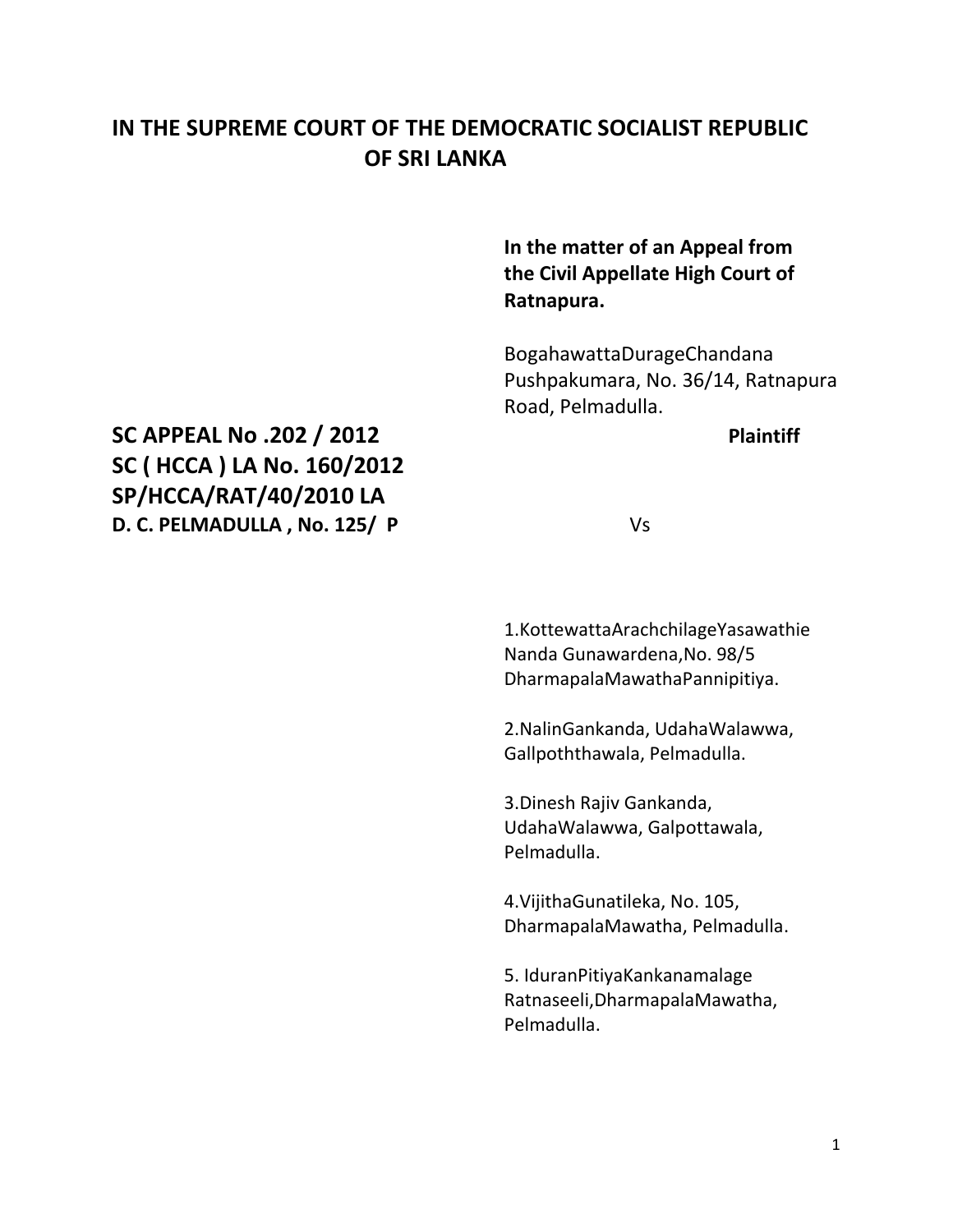# IN THE SUPREME COURT OF THE DEMOCRATIC SOCIALIST REPUBLIC OF SRI LANKA

**In the matter of an Appeal from the Civil Appellate High Court of Ratnapura.**

BogahawattaDurageChandana Pushpakumara, No. 36/14, Ratnapura Road, Pelmadulla.

**Plaintiff**

**SC APPEAL No .202 / 2012**
**SC ( HCCA ) LA No. 160/2012**
**SP/HCCA/RAT/40/2010 LA**
**D. C. PELMADULLA , No. 125/ P**

Vs

1.KottewattaArachchilageYasawathie Nanda Gunawardena,No. 98/5 DharmapalaMawathaPannipitiya.

2.NalinGankanda, UdahaWalawwa, Gallpoththawala, Pelmadulla.

3.Dinesh Rajiv Gankanda, UdahaWalawwa, Galpottawala, Pelmadulla.

4.VijithaGunatileka, No. 105, DharmapalaMawatha, Pelmadulla.

5. IduranPitiyaKankanamalage Ratnaseeli,DharmapalaMawatha, Pelmadulla.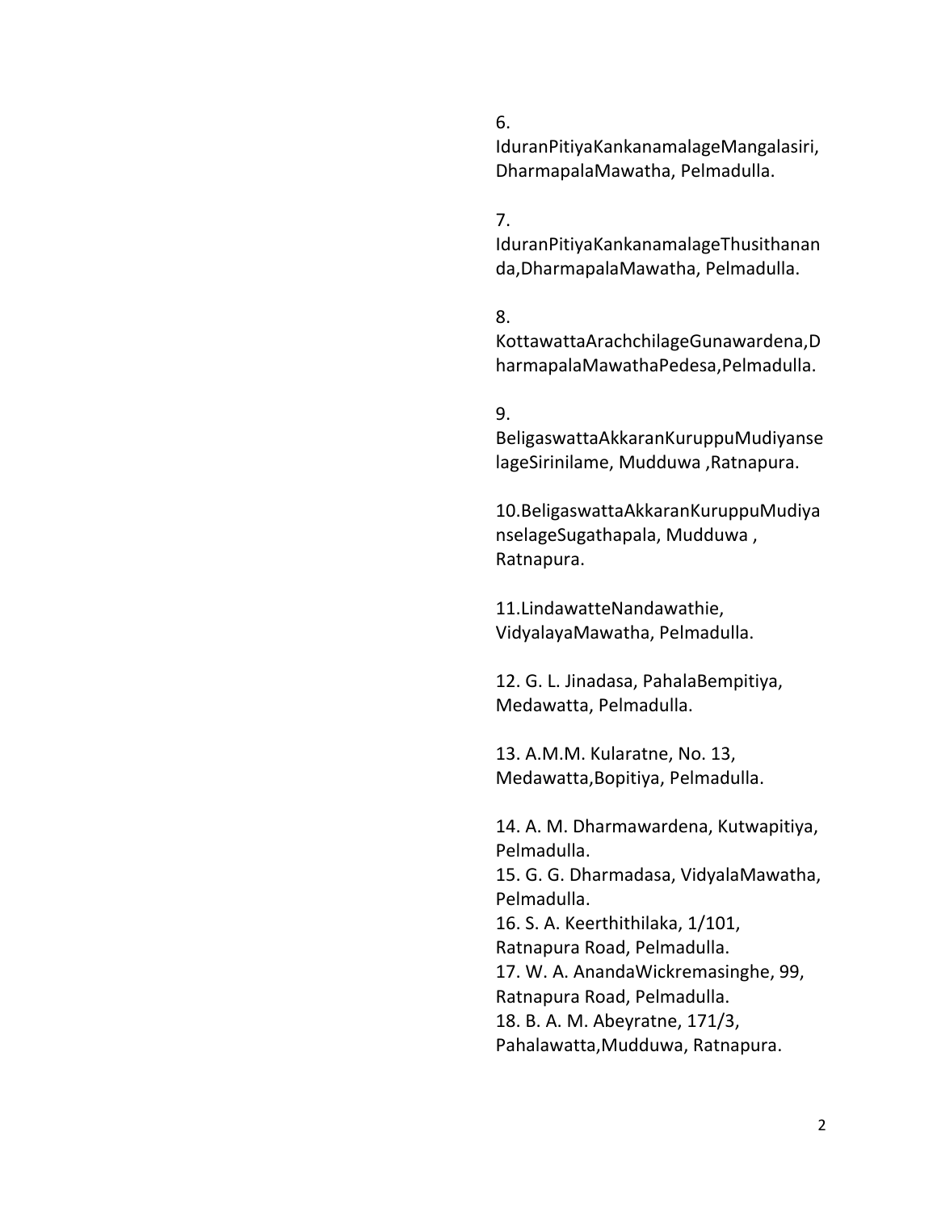6.
IduranPitiyaKankanamalageMangalasiri, DharmapalaMawatha, Pelmadulla.

7.
IduranPitiyaKankanamalageThusithananda,DharmapalaMawatha, Pelmadulla.

8.
KottawattaArachchilageGunawardena,DharmapalaMawathaPedesa,Pelmadulla.

9.
BeligaswattaAkkaranKuruppuMudiyanselageSirinilame, Mudduwa ,Ratnapura.

10.BeligaswattaAkkaranKuruppuMudiyanselageSugathapala, Mudduwa , Ratnapura.

11.LindawatteNandawathie, VidyalayaMawatha, Pelmadulla.

12. G. L. Jinadasa, PahalaBempitiya, Medawatta, Pelmadulla.

13. A.M.M. Kularatne, No. 13, Medawatta,Bopitiya, Pelmadulla.

14. A. M. Dharmawardena, Kutwapitiya, Pelmadulla.
15. G. G. Dharmadasa, VidyalaMawatha, Pelmadulla.
16. S. A. Keerthithilaka, 1/101, Ratnapura Road, Pelmadulla.
17. W. A. AnandaWickremasinghe, 99, Ratnapura Road, Pelmadulla.
18. B. A. M. Abeyratne, 171/3, Pahalawatta,Mudduwa, Ratnapura.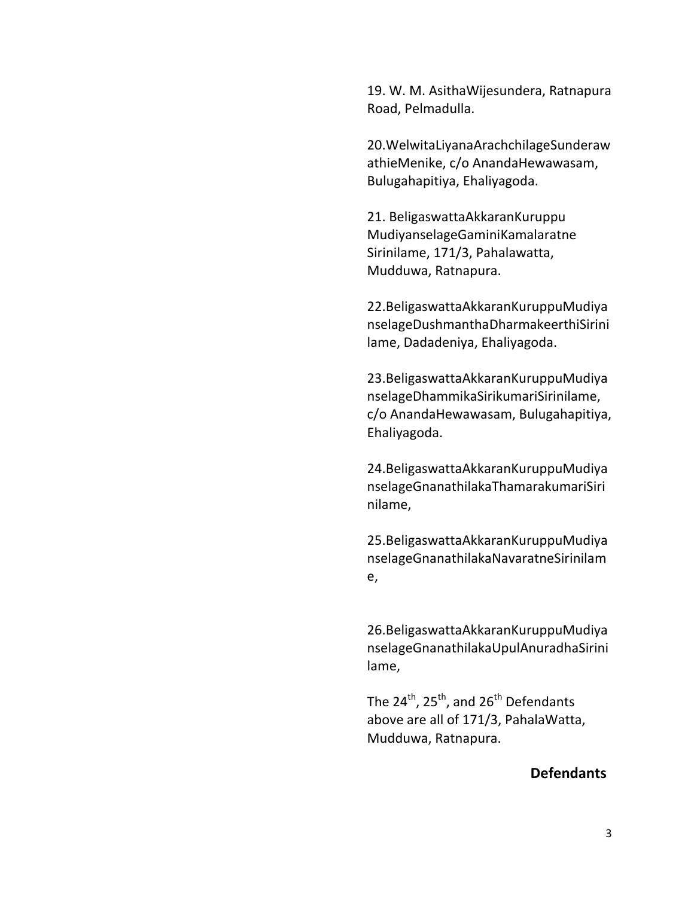19. W. M. AsithaWijesundera, Ratnapura Road, Pelmadulla.

20.WelwitaLiyanaArachchilageSunderawathieMenike, c/o AnandaHewawasam, Bulugahapitiya, Ehaliyagoda.

21. BeligaswattaAkkaranKuruppu MudiyanselageGaminiKamalaratne Sirinilame, 171/3, Pahalawatta, Mudduwa, Ratnapura.

22.BeligaswattaAkkaranKuruppuMudiyanselageDushmanthaDharmakeerthiSirinilame, Dadadeniya, Ehaliyagoda.

23.BeligaswattaAkkaranKuruppuMudiyanselageDhammikaSirikumariSirinilame, c/o AnandaHewawasam, Bulugahapitiya, Ehaliyagoda.

24.BeligaswattaAkkaranKuruppuMudiyanselageGnanathilakaThamarakumariSirinilame,

25.BeligaswattaAkkaranKuruppuMudiyanselageGnanathilakaNavaratneSirinilame,

26.BeligaswattaAkkaranKuruppuMudiyanselageGnanathilakaUpulAnuradhaSirinilame,

The 24th, 25th, and 26th Defendants above are all of 171/3, PahalaWatta, Mudduwa, Ratnapura.

**Defendants**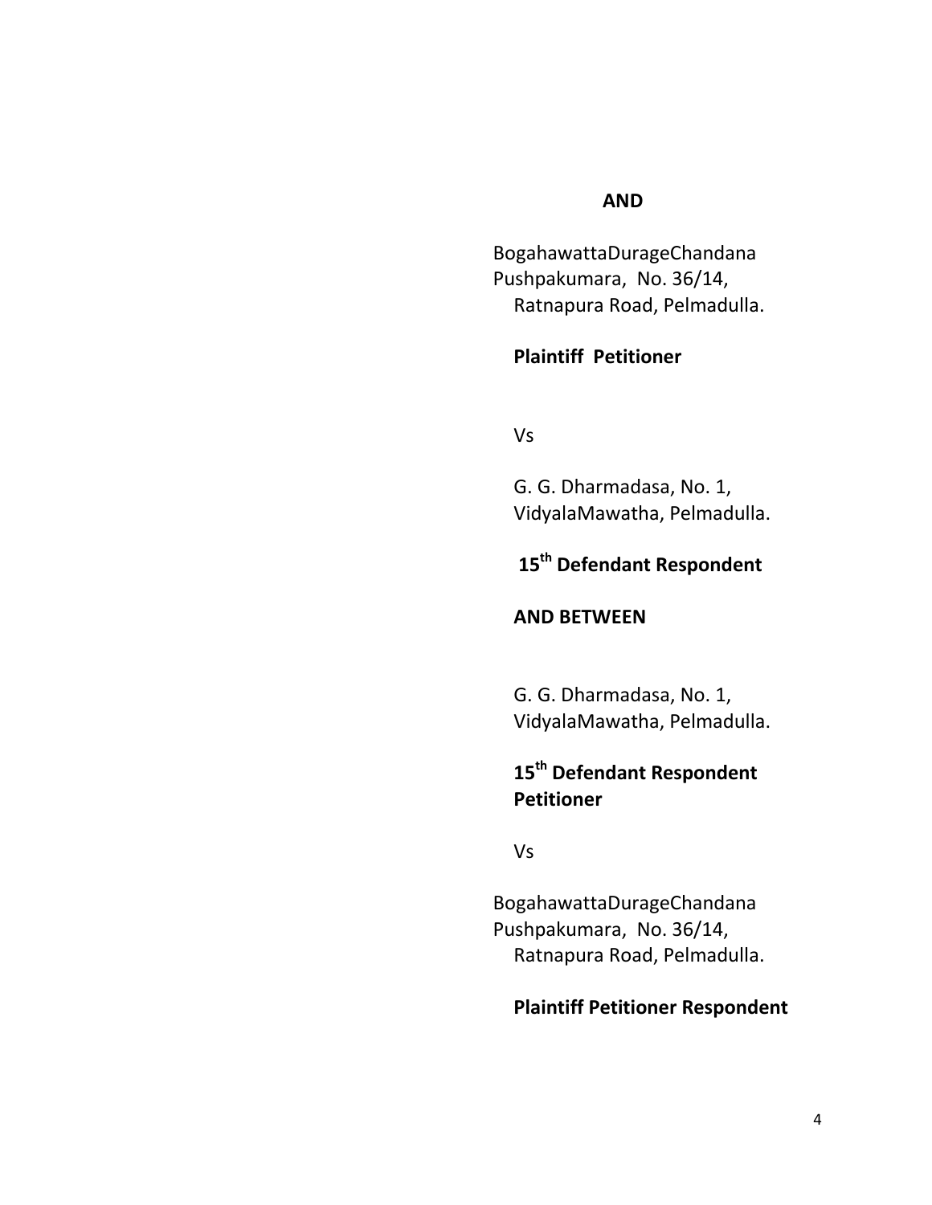**AND**

BogahawattaDurageChandana Pushpakumara, No. 36/14,
Ratnapura Road, Pelmadulla.

**Plaintiff Petitioner**

Vs

G. G. Dharmadasa, No. 1,
VidyalaMawatha, Pelmadulla.

**15th Defendant Respondent**

**AND BETWEEN**

G. G. Dharmadasa, No. 1,
VidyalaMawatha, Pelmadulla.

**15th Defendant Respondent Petitioner**

Vs

BogahawattaDurageChandana Pushpakumara, No. 36/14,
Ratnapura Road, Pelmadulla.

**Plaintiff Petitioner Respondent**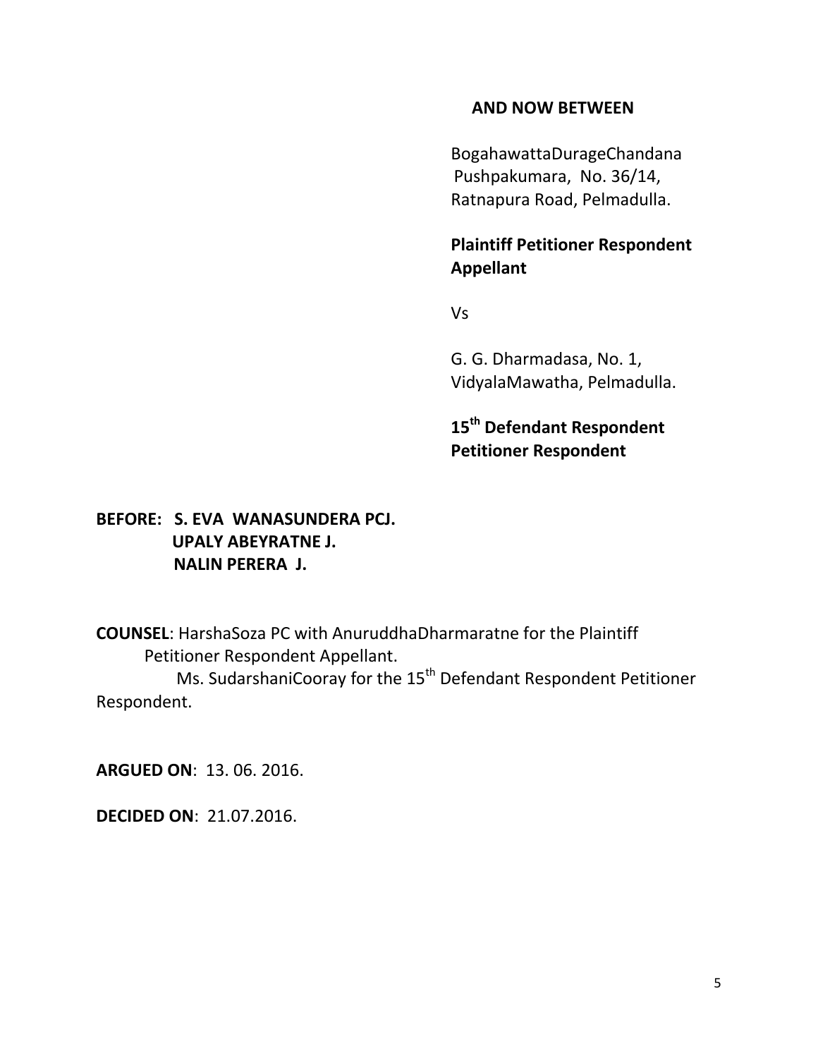**AND NOW BETWEEN**

BogahawattaDurageChandana Pushpakumara, No. 36/14, Ratnapura Road, Pelmadulla.

**Plaintiff Petitioner Respondent Appellant**

Vs

G. G. Dharmadasa, No. 1, VidyalaMawatha, Pelmadulla.

**15th Defendant Respondent Petitioner Respondent**

**BEFORE: S. EVA WANASUNDERA PCJ.**
**UPALY ABEYRATNE J.**
**NALIN PERERA J.**

**COUNSEL**: HarshaSoza PC with AnuruddhaDharmaratne for the Plaintiff Petitioner Respondent Appellant.
Ms. SudarshaniCooray for the 15th Defendant Respondent Petitioner Respondent.

**ARGUED ON**: 13. 06. 2016.

**DECIDED ON**: 21.07.2016.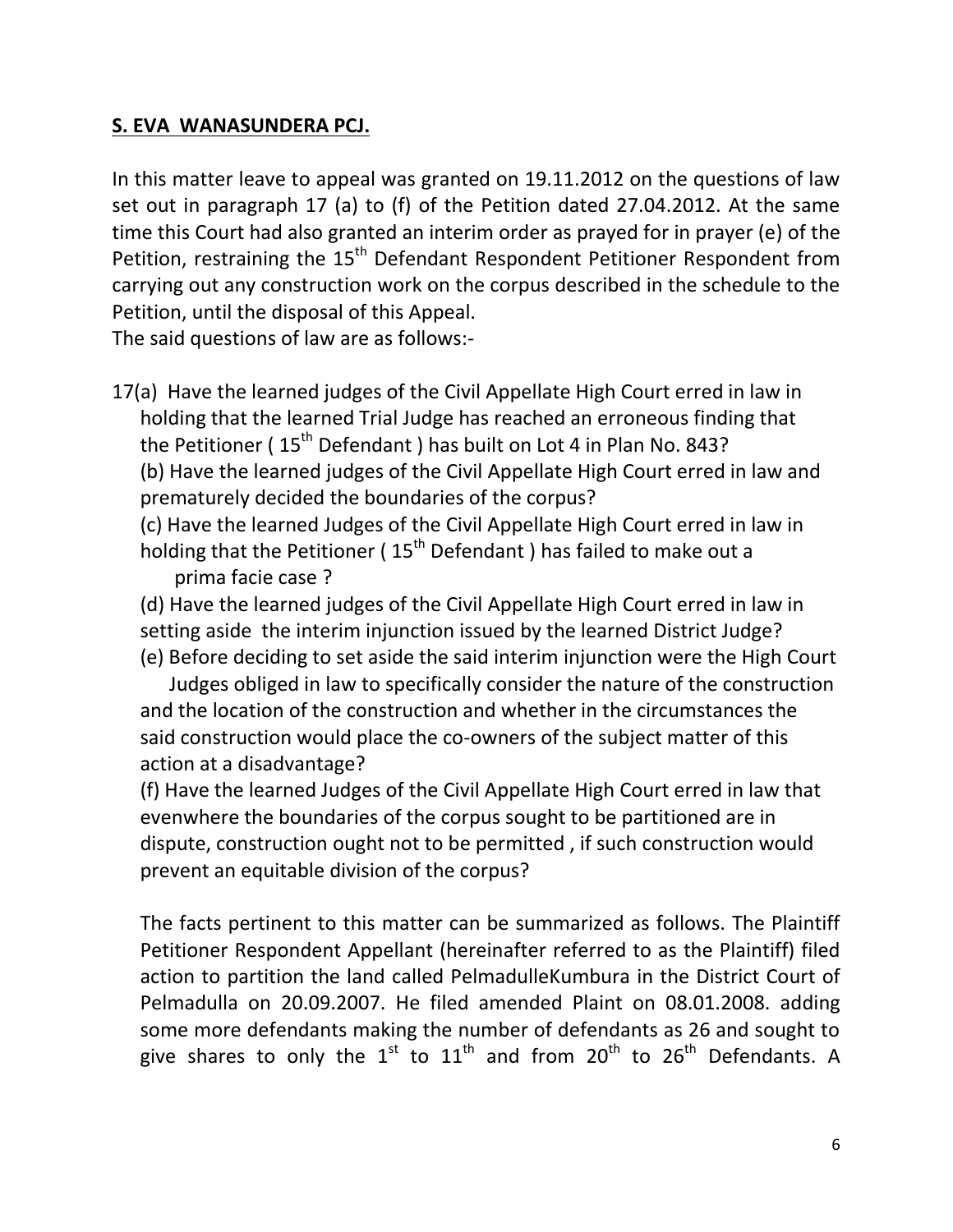**S. EVA WANASUNDERA PCJ.**

In this matter leave to appeal was granted on 19.11.2012 on the questions of law set out in paragraph 17 (a) to (f) of the Petition dated 27.04.2012. At the same time this Court had also granted an interim order as prayed for in prayer (e) of the Petition, restraining the 15th Defendant Respondent Petitioner Respondent from carrying out any construction work on the corpus described in the schedule to the Petition, until the disposal of this Appeal.
The said questions of law are as follows:-

17(a) Have the learned judges of the Civil Appellate High Court erred in law in holding that the learned Trial Judge has reached an erroneous finding that the Petitioner ( 15th Defendant ) has built on Lot 4 in Plan No. 843?
(b) Have the learned judges of the Civil Appellate High Court erred in law and prematurely decided the boundaries of the corpus?
(c) Have the learned Judges of the Civil Appellate High Court erred in law in holding that the Petitioner ( 15th Defendant ) has failed to make out a prima facie case ?
(d) Have the learned judges of the Civil Appellate High Court erred in law in setting aside the interim injunction issued by the learned District Judge?
(e) Before deciding to set aside the said interim injunction were the High Court Judges obliged in law to specifically consider the nature of the construction and the location of the construction and whether in the circumstances the said construction would place the co-owners of the subject matter of this action at a disadvantage?
(f) Have the learned Judges of the Civil Appellate High Court erred in law that evenwhere the boundaries of the corpus sought to be partitioned are in dispute, construction ought not to be permitted , if such construction would prevent an equitable division of the corpus?

The facts pertinent to this matter can be summarized as follows. The Plaintiff Petitioner Respondent Appellant (hereinafter referred to as the Plaintiff) filed action to partition the land called PelmadulleKumbura in the District Court of Pelmadulla on 20.09.2007. He filed amended Plaint on 08.01.2008. adding some more defendants making the number of defendants as 26 and sought to give shares to only the 1st to 11th and from 20th to 26th Defendants. A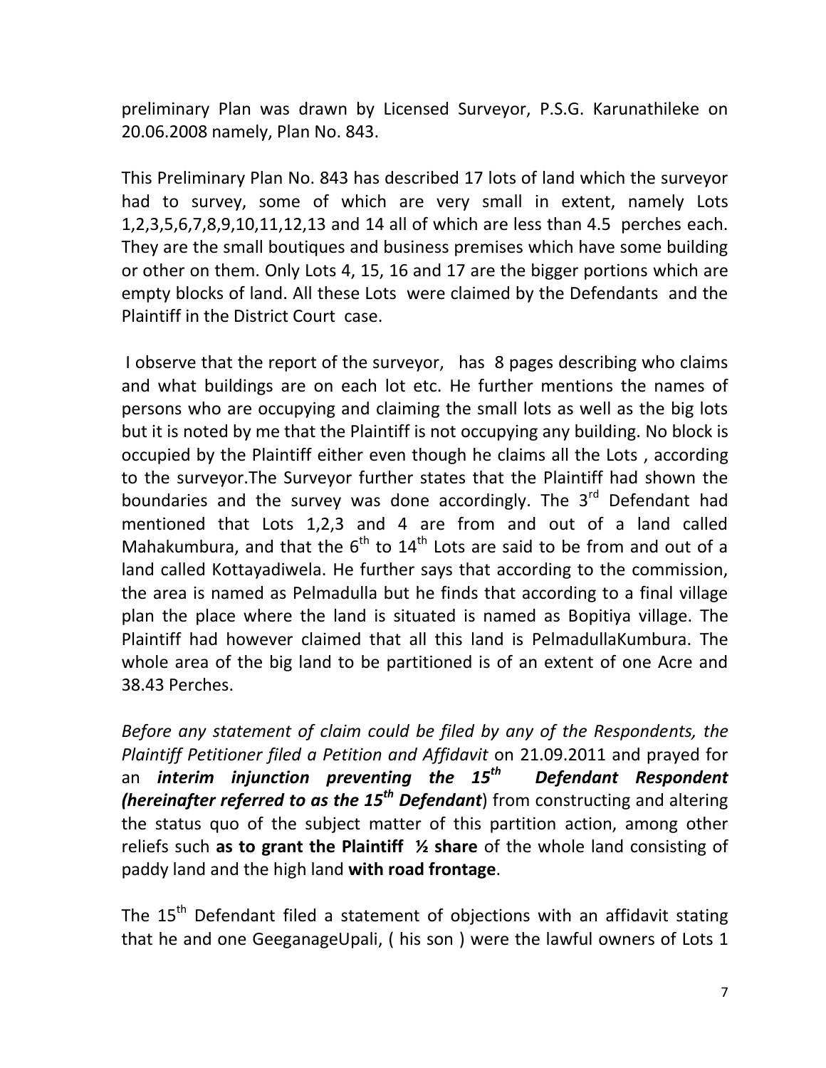preliminary Plan was drawn by Licensed Surveyor, P.S.G. Karunathileke on 20.06.2008 namely, Plan No. 843.

This Preliminary Plan No. 843 has described 17 lots of land which the surveyor had to survey, some of which are very small in extent, namely Lots 1,2,3,5,6,7,8,9,10,11,12,13 and 14 all of which are less than 4.5 perches each. They are the small boutiques and business premises which have some building or other on them. Only Lots 4, 15, 16 and 17 are the bigger portions which are empty blocks of land. All these Lots were claimed by the Defendants and the Plaintiff in the District Court case.

I observe that the report of the surveyor, has 8 pages describing who claims and what buildings are on each lot etc. He further mentions the names of persons who are occupying and claiming the small lots as well as the big lots but it is noted by me that the Plaintiff is not occupying any building. No block is occupied by the Plaintiff either even though he claims all the Lots , according to the surveyor.The Surveyor further states that the Plaintiff had shown the boundaries and the survey was done accordingly. The 3rd Defendant had mentioned that Lots 1,2,3 and 4 are from and out of a land called Mahakumbura, and that the 6th to 14th Lots are said to be from and out of a land called Kottayadiwela. He further says that according to the commission, the area is named as Pelmadulla but he finds that according to a final village plan the place where the land is situated is named as Bopitiya village. The Plaintiff had however claimed that all this land is PelmadullaKumbura. The whole area of the big land to be partitioned is of an extent of one Acre and 38.43 Perches.

*Before any statement of claim could be filed by any of the Respondents, the Plaintiff Petitioner filed a Petition and Affidavit* on 21.09.2011 and prayed for an ***interim injunction preventing the 15th Defendant Respondent (hereinafter referred to as the 15th Defendant***) from constructing and altering the status quo of the subject matter of this partition action, among other reliefs such **as to grant the Plaintiff ½ share** of the whole land consisting of paddy land and the high land **with road frontage**.

The 15th Defendant filed a statement of objections with an affidavit stating that he and one GeeganageUpali, ( his son ) were the lawful owners of Lots 1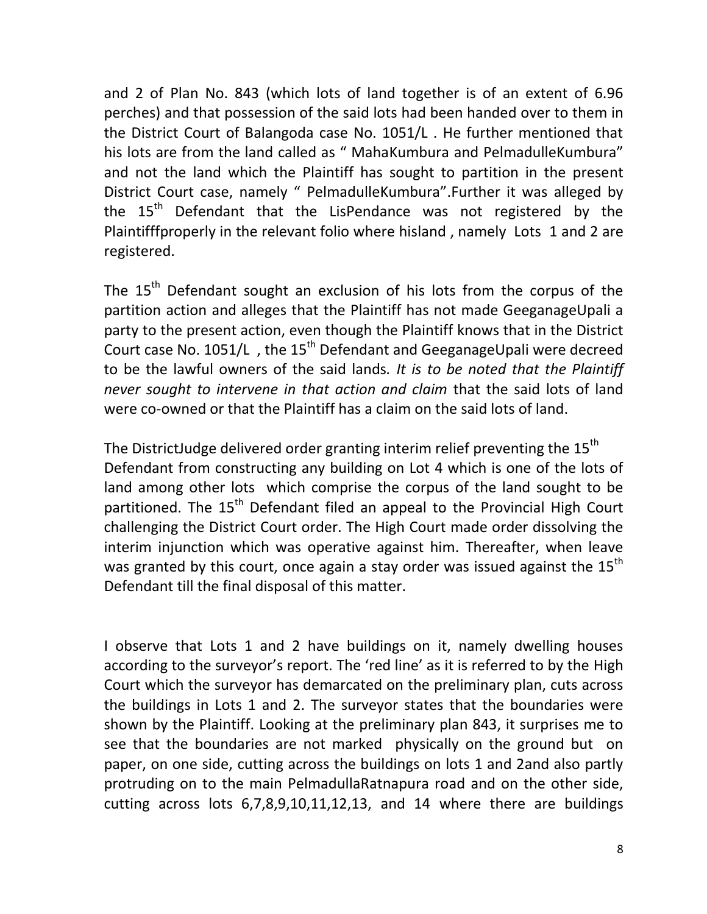and 2 of Plan No. 843 (which lots of land together is of an extent of 6.96 perches) and that possession of the said lots had been handed over to them in the District Court of Balangoda case No. 1051/L . He further mentioned that his lots are from the land called as “ MahaKumbura and PelmadulleKumbura” and not the land which the Plaintiff has sought to partition in the present District Court case, namely “ PelmadulleKumbura”.Further it was alleged by the 15th Defendant that the LisPendance was not registered by the Plaintifffproperly in the relevant folio where hisland , namely Lots 1 and 2 are registered.

The 15th Defendant sought an exclusion of his lots from the corpus of the partition action and alleges that the Plaintiff has not made GeeganageUpali a party to the present action, even though the Plaintiff knows that in the District Court case No. 1051/L , the 15th Defendant and GeeganageUpali were decreed to be the lawful owners of the said lands*. It is to be noted that the Plaintiff never sought to intervene in that action and claim* that the said lots of land were co-owned or that the Plaintiff has a claim on the said lots of land.

The DistrictJudge delivered order granting interim relief preventing the 15th Defendant from constructing any building on Lot 4 which is one of the lots of land among other lots which comprise the corpus of the land sought to be partitioned. The 15th Defendant filed an appeal to the Provincial High Court challenging the District Court order. The High Court made order dissolving the interim injunction which was operative against him. Thereafter, when leave was granted by this court, once again a stay order was issued against the 15th Defendant till the final disposal of this matter.

I observe that Lots 1 and 2 have buildings on it, namely dwelling houses according to the surveyor's report. The ‘red line’ as it is referred to by the High Court which the surveyor has demarcated on the preliminary plan, cuts across the buildings in Lots 1 and 2. The surveyor states that the boundaries were shown by the Plaintiff. Looking at the preliminary plan 843, it surprises me to see that the boundaries are not marked physically on the ground but on paper, on one side, cutting across the buildings on lots 1 and 2and also partly protruding on to the main PelmadullaRatnapura road and on the other side, cutting across lots 6,7,8,9,10,11,12,13, and 14 where there are buildings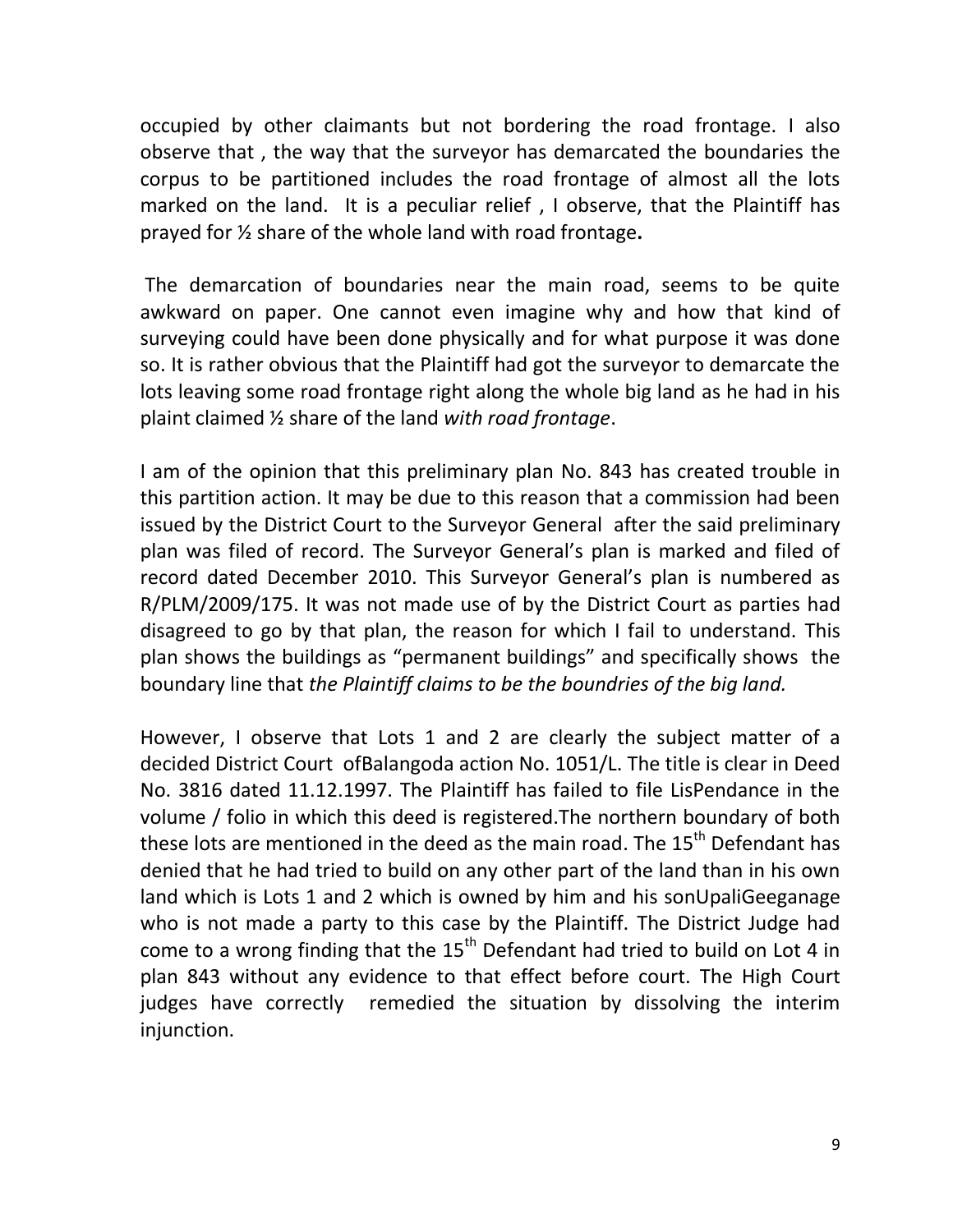occupied by other claimants but not bordering the road frontage. I also observe that , the way that the surveyor has demarcated the boundaries the corpus to be partitioned includes the road frontage of almost all the lots marked on the land. It is a peculiar relief , I observe, that the Plaintiff has prayed for ½ share of the whole land with road frontage**.**

The demarcation of boundaries near the main road, seems to be quite awkward on paper. One cannot even imagine why and how that kind of surveying could have been done physically and for what purpose it was done so. It is rather obvious that the Plaintiff had got the surveyor to demarcate the lots leaving some road frontage right along the whole big land as he had in his plaint claimed ½ share of the land *with road frontage*.

I am of the opinion that this preliminary plan No. 843 has created trouble in this partition action. It may be due to this reason that a commission had been issued by the District Court to the Surveyor General after the said preliminary plan was filed of record. The Surveyor General's plan is marked and filed of record dated December 2010. This Surveyor General's plan is numbered as R/PLM/2009/175. It was not made use of by the District Court as parties had disagreed to go by that plan, the reason for which I fail to understand. This plan shows the buildings as "permanent buildings" and specifically shows the boundary line that *the Plaintiff claims to be the boundries of the big land.*

However, I observe that Lots 1 and 2 are clearly the subject matter of a decided District Court ofBalangoda action No. 1051/L. The title is clear in Deed No. 3816 dated 11.12.1997. The Plaintiff has failed to file LisPendance in the volume / folio in which this deed is registered.The northern boundary of both these lots are mentioned in the deed as the main road. The 15th Defendant has denied that he had tried to build on any other part of the land than in his own land which is Lots 1 and 2 which is owned by him and his sonUpaliGeeganage who is not made a party to this case by the Plaintiff. The District Judge had come to a wrong finding that the 15th Defendant had tried to build on Lot 4 in plan 843 without any evidence to that effect before court. The High Court judges have correctly remedied the situation by dissolving the interim injunction.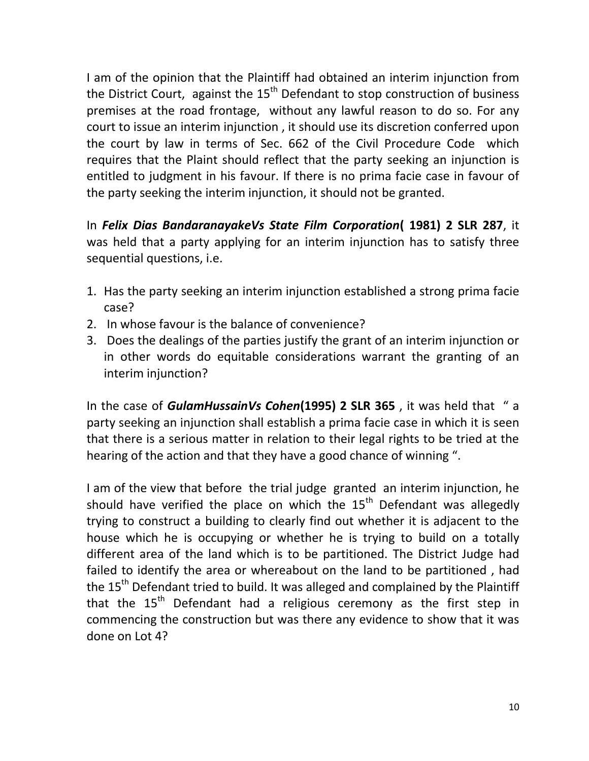I am of the opinion that the Plaintiff had obtained an interim injunction from the District Court, against the 15th Defendant to stop construction of business premises at the road frontage, without any lawful reason to do so. For any court to issue an interim injunction , it should use its discretion conferred upon the court by law in terms of Sec. 662 of the Civil Procedure Code which requires that the Plaint should reflect that the party seeking an injunction is entitled to judgment in his favour. If there is no prima facie case in favour of the party seeking the interim injunction, it should not be granted.

In ***Felix Dias BandaranayakeVs State Film Corporation*( 1981) 2 SLR 287**, it was held that a party applying for an interim injunction has to satisfy three sequential questions, i.e.

1. Has the party seeking an interim injunction established a strong prima facie case?
2. In whose favour is the balance of convenience?
3. Does the dealings of the parties justify the grant of an interim injunction or in other words do equitable considerations warrant the granting of an interim injunction?

In the case of ***GulamHussainVs Cohen*(1995) 2 SLR 365** , it was held that " a party seeking an injunction shall establish a prima facie case in which it is seen that there is a serious matter in relation to their legal rights to be tried at the hearing of the action and that they have a good chance of winning ".

I am of the view that before the trial judge granted an interim injunction, he should have verified the place on which the 15th Defendant was allegedly trying to construct a building to clearly find out whether it is adjacent to the house which he is occupying or whether he is trying to build on a totally different area of the land which is to be partitioned. The District Judge had failed to identify the area or whereabout on the land to be partitioned , had the 15th Defendant tried to build. It was alleged and complained by the Plaintiff that the 15th Defendant had a religious ceremony as the first step in commencing the construction but was there any evidence to show that it was done on Lot 4?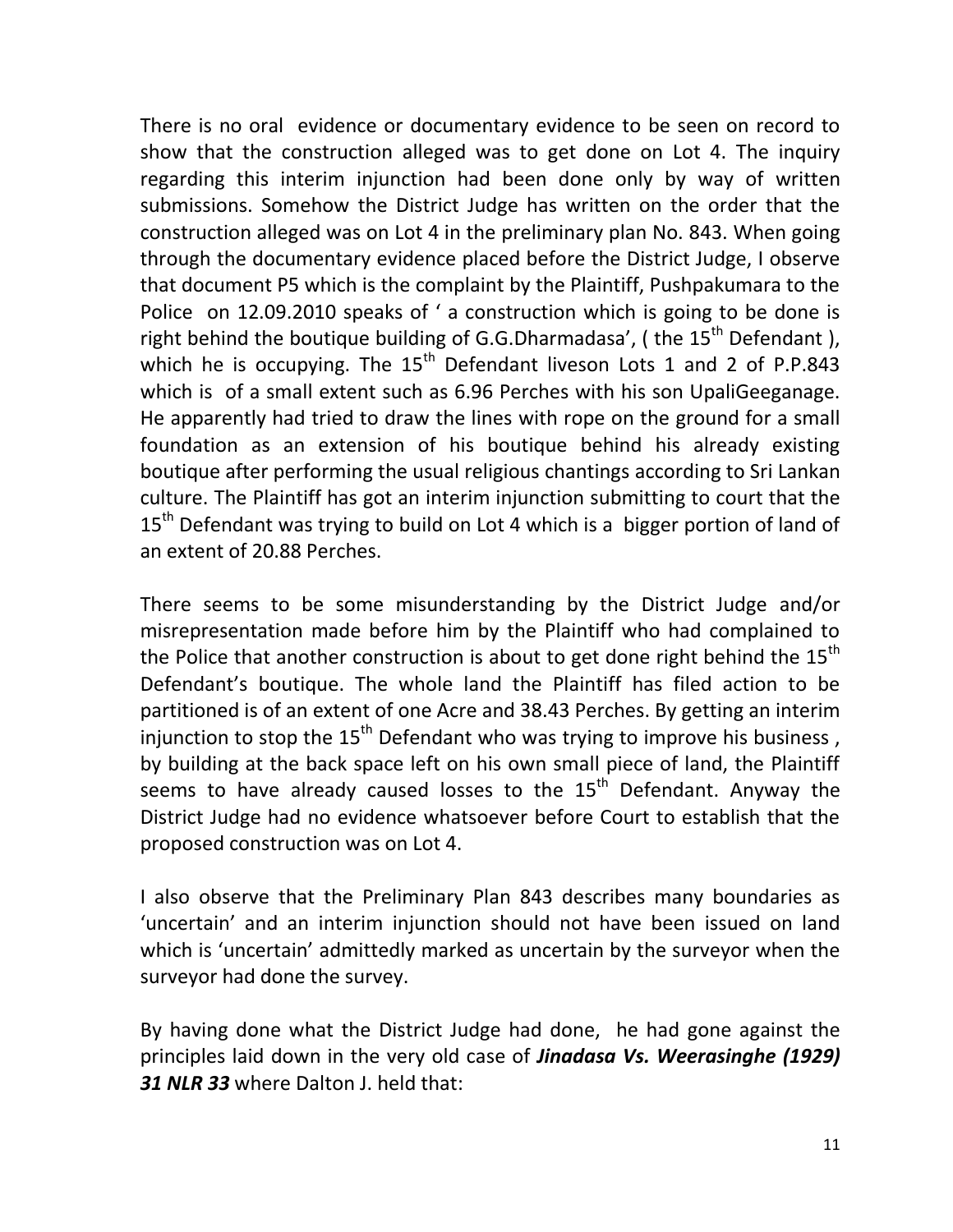There is no oral evidence or documentary evidence to be seen on record to show that the construction alleged was to get done on Lot 4. The inquiry regarding this interim injunction had been done only by way of written submissions. Somehow the District Judge has written on the order that the construction alleged was on Lot 4 in the preliminary plan No. 843. When going through the documentary evidence placed before the District Judge, I observe that document P5 which is the complaint by the Plaintiff, Pushpakumara to the Police on 12.09.2010 speaks of ' a construction which is going to be done is right behind the boutique building of G.G.Dharmadasa', ( the 15th Defendant ), which he is occupying. The 15th Defendant liveson Lots 1 and 2 of P.P.843 which is of a small extent such as 6.96 Perches with his son UpaliGeeganage. He apparently had tried to draw the lines with rope on the ground for a small foundation as an extension of his boutique behind his already existing boutique after performing the usual religious chantings according to Sri Lankan culture. The Plaintiff has got an interim injunction submitting to court that the 15th Defendant was trying to build on Lot 4 which is a bigger portion of land of an extent of 20.88 Perches.

There seems to be some misunderstanding by the District Judge and/or misrepresentation made before him by the Plaintiff who had complained to the Police that another construction is about to get done right behind the 15th Defendant's boutique. The whole land the Plaintiff has filed action to be partitioned is of an extent of one Acre and 38.43 Perches. By getting an interim injunction to stop the 15th Defendant who was trying to improve his business , by building at the back space left on his own small piece of land, the Plaintiff seems to have already caused losses to the 15th Defendant. Anyway the District Judge had no evidence whatsoever before Court to establish that the proposed construction was on Lot 4.

I also observe that the Preliminary Plan 843 describes many boundaries as 'uncertain' and an interim injunction should not have been issued on land which is 'uncertain' admittedly marked as uncertain by the surveyor when the surveyor had done the survey.

By having done what the District Judge had done, he had gone against the principles laid down in the very old case of ***Jinadasa Vs. Weerasinghe (1929) 31 NLR 33*** where Dalton J. held that: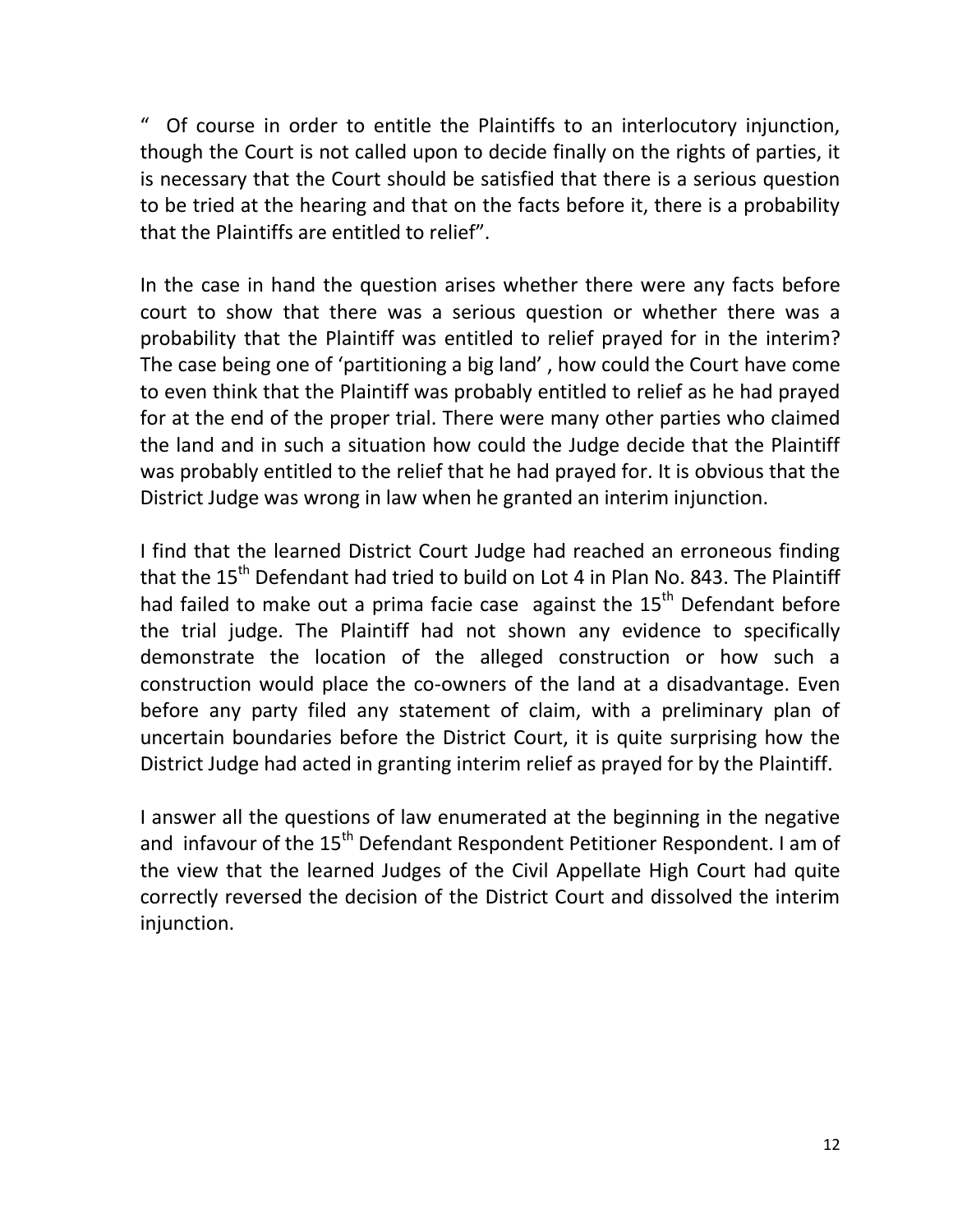" Of course in order to entitle the Plaintiffs to an interlocutory injunction, though the Court is not called upon to decide finally on the rights of parties, it is necessary that the Court should be satisfied that there is a serious question to be tried at the hearing and that on the facts before it, there is a probability that the Plaintiffs are entitled to relief".

In the case in hand the question arises whether there were any facts before court to show that there was a serious question or whether there was a probability that the Plaintiff was entitled to relief prayed for in the interim? The case being one of 'partitioning a big land' , how could the Court have come to even think that the Plaintiff was probably entitled to relief as he had prayed for at the end of the proper trial. There were many other parties who claimed the land and in such a situation how could the Judge decide that the Plaintiff was probably entitled to the relief that he had prayed for. It is obvious that the District Judge was wrong in law when he granted an interim injunction.

I find that the learned District Court Judge had reached an erroneous finding that the 15th Defendant had tried to build on Lot 4 in Plan No. 843. The Plaintiff had failed to make out a prima facie case against the 15th Defendant before the trial judge. The Plaintiff had not shown any evidence to specifically demonstrate the location of the alleged construction or how such a construction would place the co-owners of the land at a disadvantage. Even before any party filed any statement of claim, with a preliminary plan of uncertain boundaries before the District Court, it is quite surprising how the District Judge had acted in granting interim relief as prayed for by the Plaintiff.

I answer all the questions of law enumerated at the beginning in the negative and infavour of the 15th Defendant Respondent Petitioner Respondent. I am of the view that the learned Judges of the Civil Appellate High Court had quite correctly reversed the decision of the District Court and dissolved the interim injunction.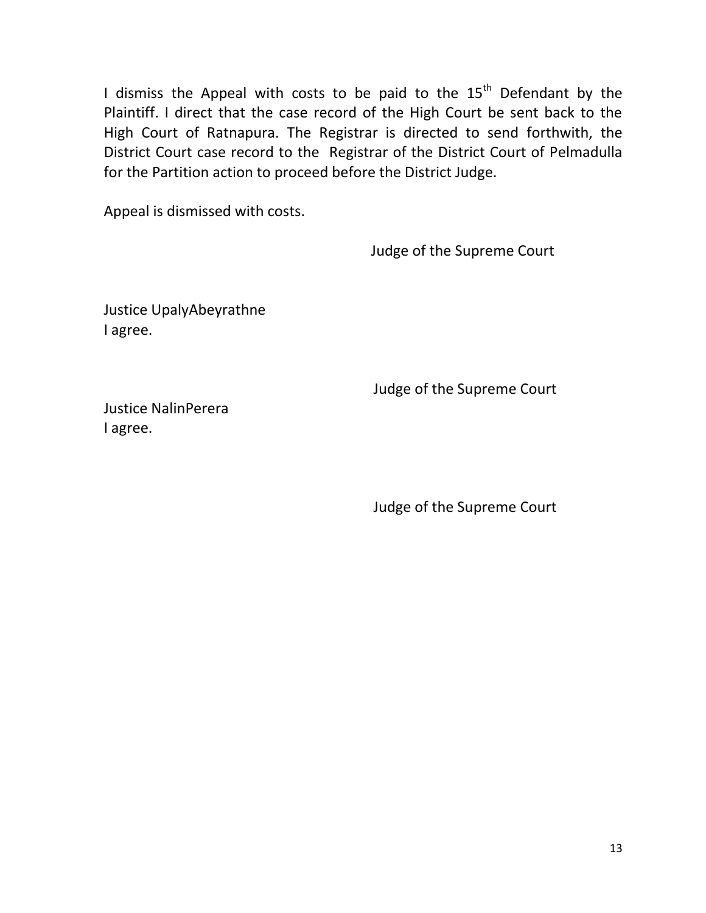I dismiss the Appeal with costs to be paid to the 15th Defendant by the Plaintiff. I direct that the case record of the High Court be sent back to the High Court of Ratnapura. The Registrar is directed to send forthwith, the District Court case record to the Registrar of the District Court of Pelmadulla for the Partition action to proceed before the District Judge.

Appeal is dismissed with costs.

Judge of the Supreme Court

Justice UpalyAbeyrathne
I agree.

Judge of the Supreme Court

Justice NalinPerera
I agree.

Judge of the Supreme Court